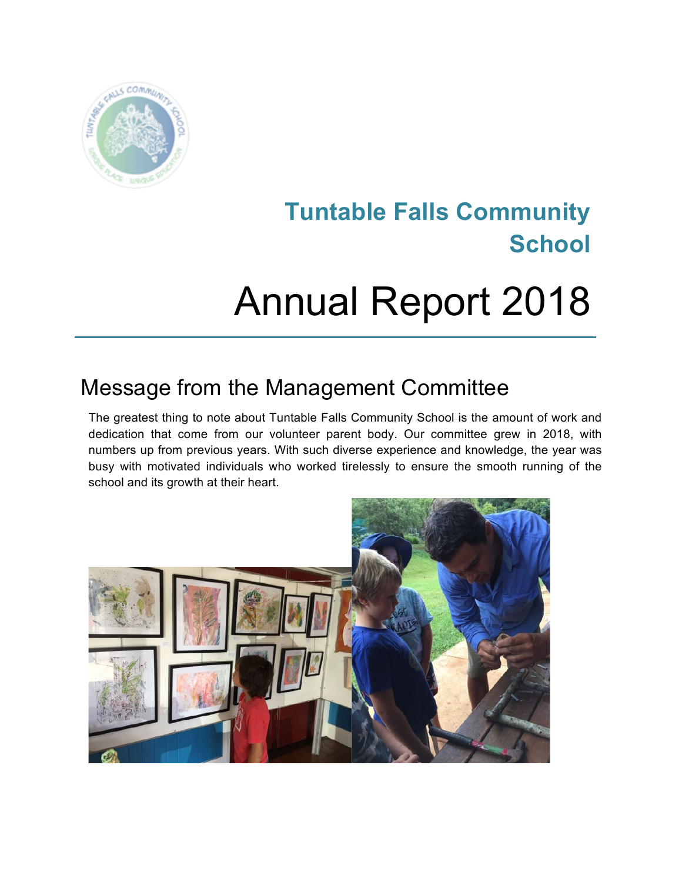# Tuntable Falls Community School

# Annual Report 2018

## Message from the Management Committee

The greatest thing to note about Tuntable Falls Community School is the amount of work and dedication that come from our volunteer parent body. Our committee grew in 2018, with numbers up from previous years. With such diverse experience and knowledge, the year was busy with motivated individuals who worked tirelessly to ensure the smooth running of the school and its growth at their heart.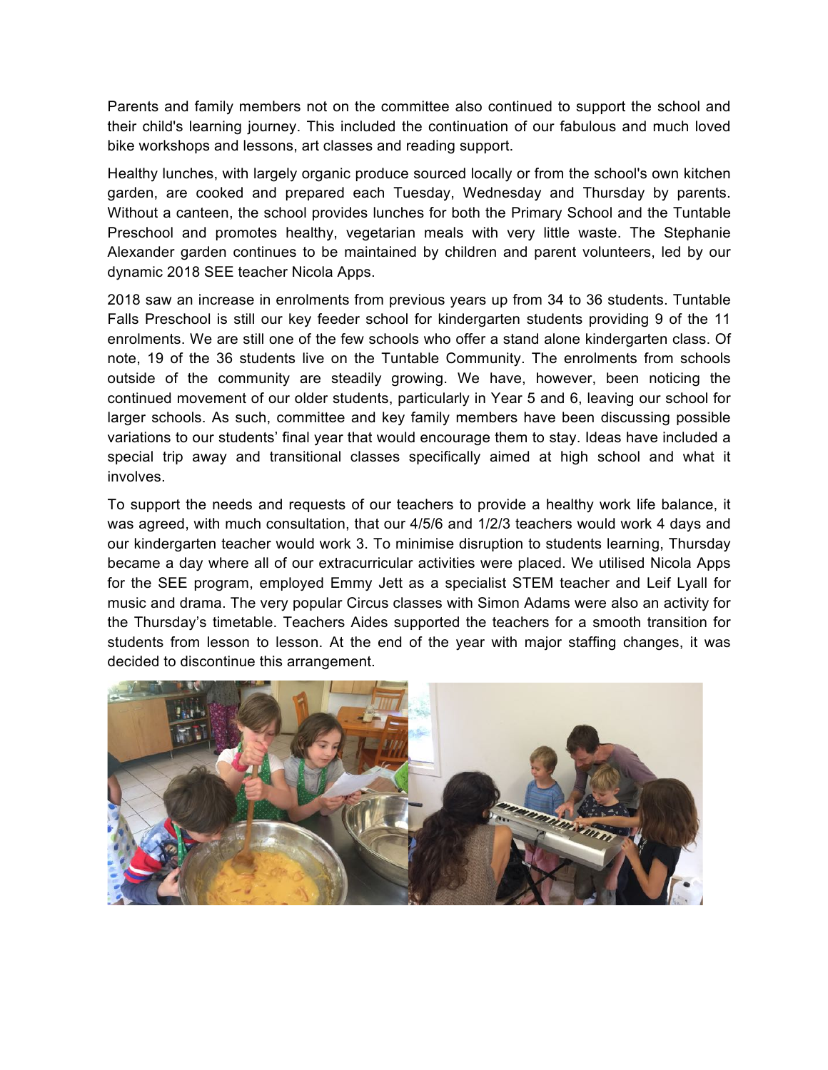Parents and family members not on the committee also continued to support the school and their child's learning journey. This included the continuation of our fabulous and much loved bike workshops and lessons, art classes and reading support.

Healthy lunches, with largely organic produce sourced locally or from the school's own kitchen garden, are cooked and prepared each Tuesday, Wednesday and Thursday by parents. Without a canteen, the school provides lunches for both the Primary School and the Tuntable Preschool and promotes healthy, vegetarian meals with very little waste. The Stephanie Alexander garden continues to be maintained by children and parent volunteers, led by our dynamic 2018 SEE teacher Nicola Apps.

2018 saw an increase in enrolments from previous years up from 34 to 36 students. Tuntable Falls Preschool is still our key feeder school for kindergarten students providing 9 of the 11 enrolments. We are still one of the few schools who offer a stand alone kindergarten class. Of note, 19 of the 36 students live on the Tuntable Community. The enrolments from schools outside of the community are steadily growing. We have, however, been noticing the continued movement of our older students, particularly in Year 5 and 6, leaving our school for larger schools. As such, committee and key family members have been discussing possible variations to our students' final year that would encourage them to stay. Ideas have included a special trip away and transitional classes specifically aimed at high school and what it involves.

To support the needs and requests of our teachers to provide a healthy work life balance, it was agreed, with much consultation, that our 4/5/6 and 1/2/3 teachers would work 4 days and our kindergarten teacher would work 3. To minimise disruption to students learning, Thursday became a day where all of our extracurricular activities were placed. We utilised Nicola Apps for the SEE program, employed Emmy Jett as a specialist STEM teacher and Leif Lyall for music and drama. The very popular Circus classes with Simon Adams were also an activity for the Thursday's timetable. Teachers Aides supported the teachers for a smooth transition for students from lesson to lesson. At the end of the year with major staffing changes, it was decided to discontinue this arrangement.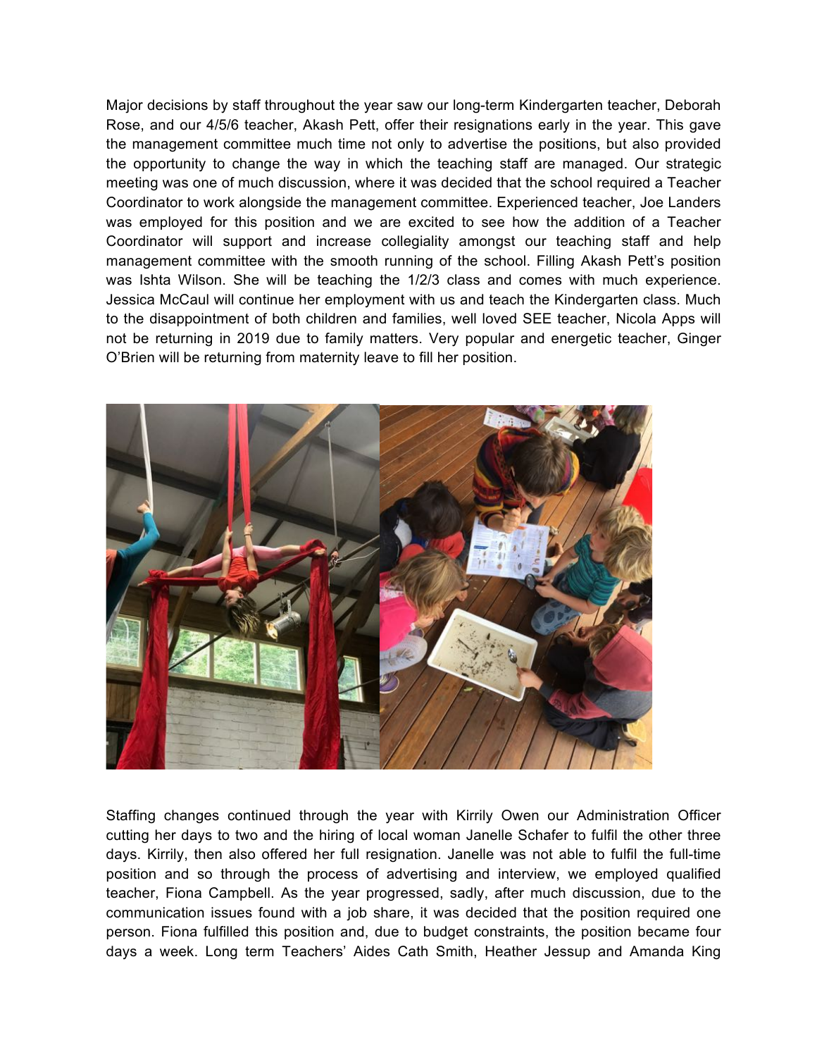Major decisions by staff throughout the year saw our long-term Kindergarten teacher, Deborah Rose, and our 4/5/6 teacher, Akash Pett, offer their resignations early in the year. This gave the management committee much time not only to advertise the positions, but also provided the opportunity to change the way in which the teaching staff are managed. Our strategic meeting was one of much discussion, where it was decided that the school required a Teacher Coordinator to work alongside the management committee. Experienced teacher, Joe Landers was employed for this position and we are excited to see how the addition of a Teacher Coordinator will support and increase collegiality amongst our teaching staff and help management committee with the smooth running of the school. Filling Akash Pett's position was Ishta Wilson. She will be teaching the 1/2/3 class and comes with much experience. Jessica McCaul will continue her employment with us and teach the Kindergarten class. Much to the disappointment of both children and families, well loved SEE teacher, Nicola Apps will not be returning in 2019 due to family matters. Very popular and energetic teacher, Ginger O'Brien will be returning from maternity leave to fill her position.

Staffing changes continued through the year with Kirrily Owen our Administration Officer cutting her days to two and the hiring of local woman Janelle Schafer to fulfil the other three days. Kirrily, then also offered her full resignation. Janelle was not able to fulfil the full-time position and so through the process of advertising and interview, we employed qualified teacher, Fiona Campbell. As the year progressed, sadly, after much discussion, due to the communication issues found with a job share, it was decided that the position required one person. Fiona fulfilled this position and, due to budget constraints, the position became four days a week. Long term Teachers' Aides Cath Smith, Heather Jessup and Amanda King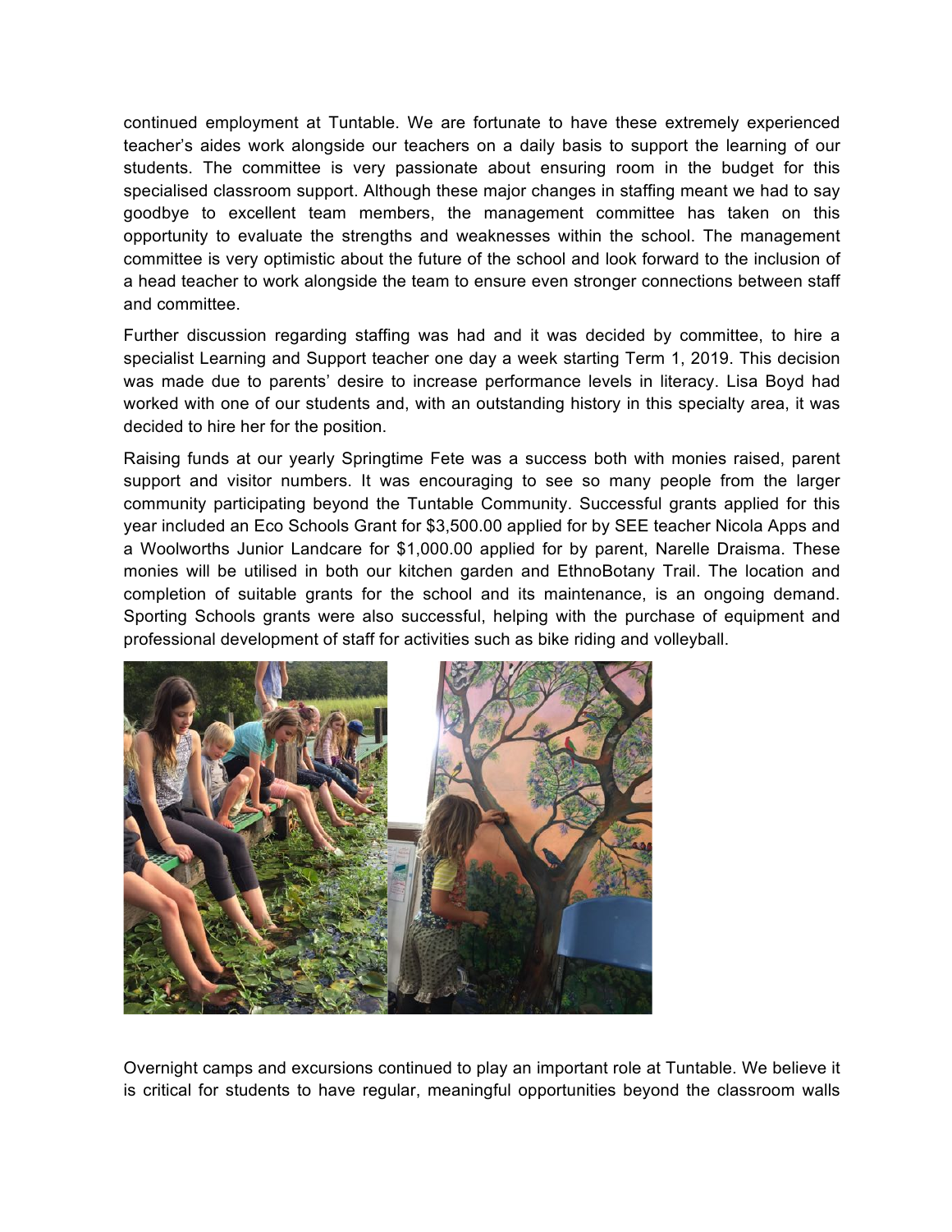continued employment at Tuntable. We are fortunate to have these extremely experienced teacher's aides work alongside our teachers on a daily basis to support the learning of our students. The committee is very passionate about ensuring room in the budget for this specialised classroom support. Although these major changes in staffing meant we had to say goodbye to excellent team members, the management committee has taken on this opportunity to evaluate the strengths and weaknesses within the school. The management committee is very optimistic about the future of the school and look forward to the inclusion of a head teacher to work alongside the team to ensure even stronger connections between staff and committee.

Further discussion regarding staffing was had and it was decided by committee, to hire a specialist Learning and Support teacher one day a week starting Term 1, 2019. This decision was made due to parents' desire to increase performance levels in literacy. Lisa Boyd had worked with one of our students and, with an outstanding history in this specialty area, it was decided to hire her for the position.

Raising funds at our yearly Springtime Fete was a success both with monies raised, parent support and visitor numbers. It was encouraging to see so many people from the larger community participating beyond the Tuntable Community. Successful grants applied for this year included an Eco Schools Grant for $3,500.00 applied for by SEE teacher Nicola Apps and a Woolworths Junior Landcare for $1,000.00 applied for by parent, Narelle Draisma. These monies will be utilised in both our kitchen garden and EthnoBotany Trail. The location and completion of suitable grants for the school and its maintenance, is an ongoing demand. Sporting Schools grants were also successful, helping with the purchase of equipment and professional development of staff for activities such as bike riding and volleyball.

Overnight camps and excursions continued to play an important role at Tuntable. We believe it is critical for students to have regular, meaningful opportunities beyond the classroom walls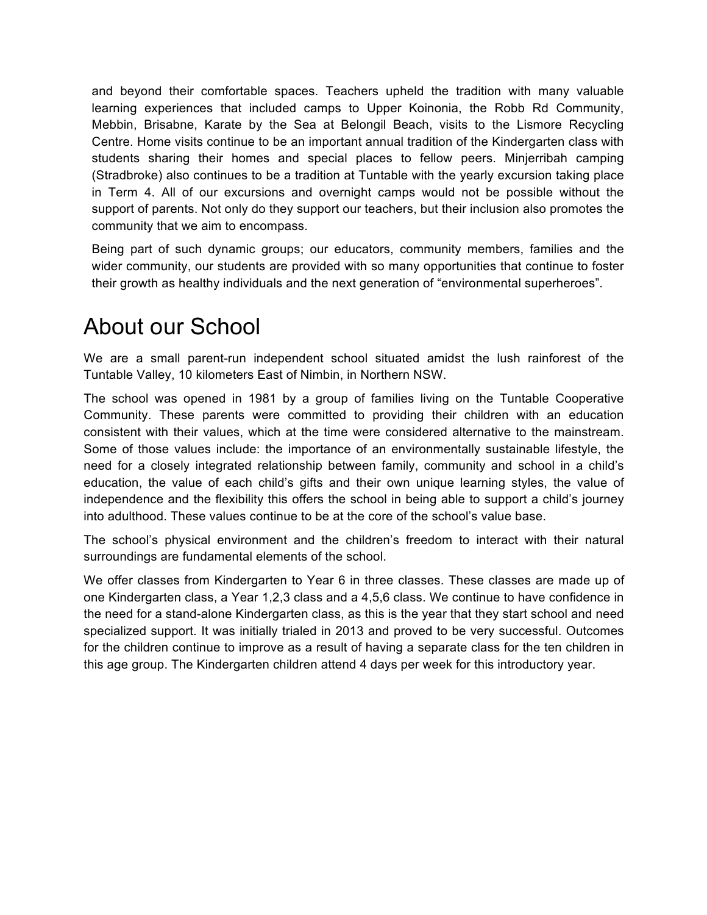and beyond their comfortable spaces. Teachers upheld the tradition with many valuable learning experiences that included camps to Upper Koinonia, the Robb Rd Community, Mebbin, Brisabne, Karate by the Sea at Belongil Beach, visits to the Lismore Recycling Centre. Home visits continue to be an important annual tradition of the Kindergarten class with students sharing their homes and special places to fellow peers. Minjerribah camping (Stradbroke) also continues to be a tradition at Tuntable with the yearly excursion taking place in Term 4. All of our excursions and overnight camps would not be possible without the support of parents. Not only do they support our teachers, but their inclusion also promotes the community that we aim to encompass.

Being part of such dynamic groups; our educators, community members, families and the wider community, our students are provided with so many opportunities that continue to foster their growth as healthy individuals and the next generation of "environmental superheroes".

# About our School

We are a small parent-run independent school situated amidst the lush rainforest of the Tuntable Valley, 10 kilometers East of Nimbin, in Northern NSW.

The school was opened in 1981 by a group of families living on the Tuntable Cooperative Community. These parents were committed to providing their children with an education consistent with their values, which at the time were considered alternative to the mainstream. Some of those values include: the importance of an environmentally sustainable lifestyle, the need for a closely integrated relationship between family, community and school in a child's education, the value of each child's gifts and their own unique learning styles, the value of independence and the flexibility this offers the school in being able to support a child's journey into adulthood. These values continue to be at the core of the school's value base.

The school's physical environment and the children's freedom to interact with their natural surroundings are fundamental elements of the school.

We offer classes from Kindergarten to Year 6 in three classes. These classes are made up of one Kindergarten class, a Year 1,2,3 class and a 4,5,6 class. We continue to have confidence in the need for a stand-alone Kindergarten class, as this is the year that they start school and need specialized support. It was initially trialed in 2013 and proved to be very successful. Outcomes for the children continue to improve as a result of having a separate class for the ten children in this age group. The Kindergarten children attend 4 days per week for this introductory year.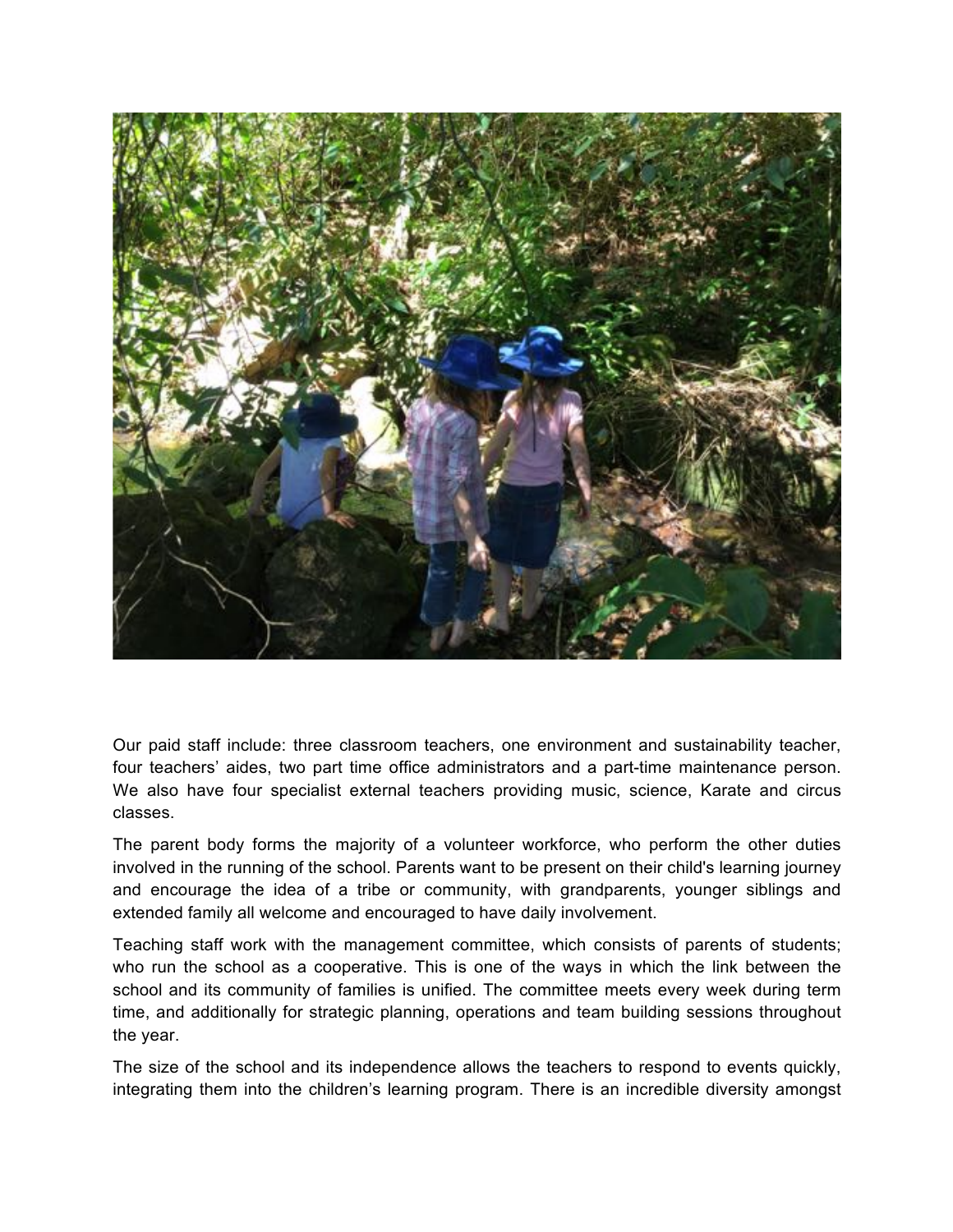Our paid staff include: three classroom teachers, one environment and sustainability teacher, four teachers' aides, two part time office administrators and a part-time maintenance person. We also have four specialist external teachers providing music, science, Karate and circus classes.

The parent body forms the majority of a volunteer workforce, who perform the other duties involved in the running of the school. Parents want to be present on their child's learning journey and encourage the idea of a tribe or community, with grandparents, younger siblings and extended family all welcome and encouraged to have daily involvement.

Teaching staff work with the management committee, which consists of parents of students; who run the school as a cooperative. This is one of the ways in which the link between the school and its community of families is unified. The committee meets every week during term time, and additionally for strategic planning, operations and team building sessions throughout the year.

The size of the school and its independence allows the teachers to respond to events quickly, integrating them into the children's learning program. There is an incredible diversity amongst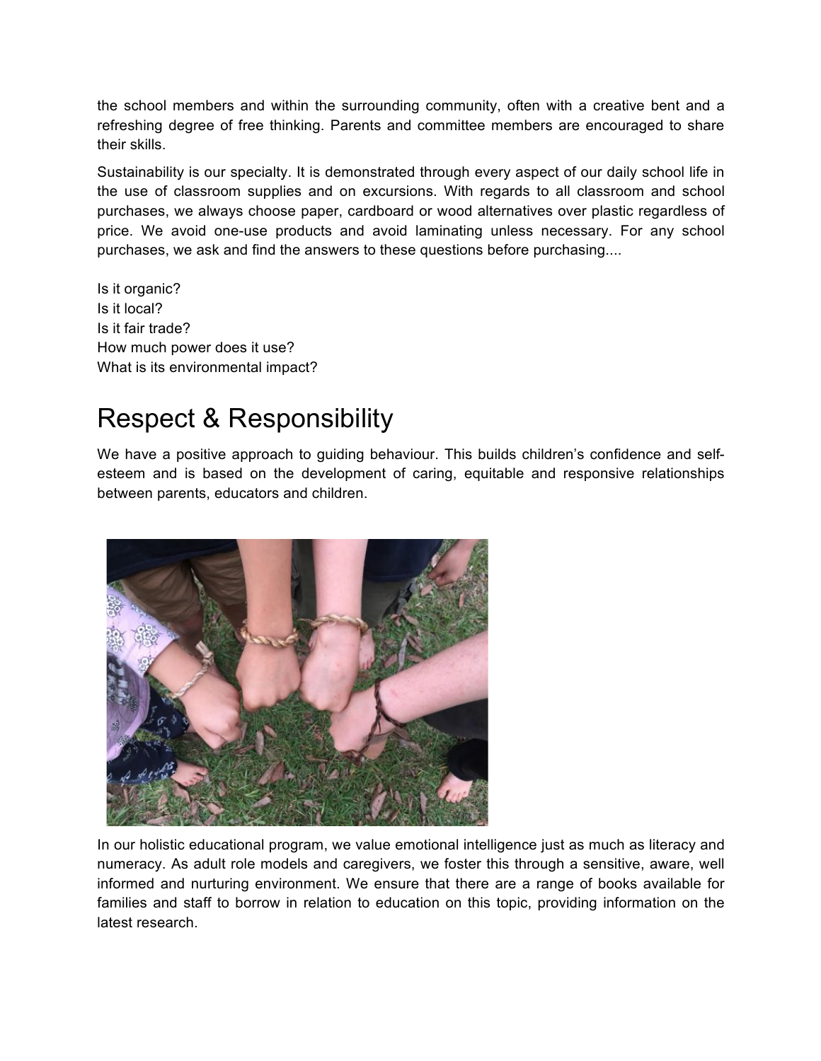the school members and within the surrounding community, often with a creative bent and a refreshing degree of free thinking. Parents and committee members are encouraged to share their skills.

Sustainability is our specialty. It is demonstrated through every aspect of our daily school life in the use of classroom supplies and on excursions. With regards to all classroom and school purchases, we always choose paper, cardboard or wood alternatives over plastic regardless of price. We avoid one-use products and avoid laminating unless necessary. For any school purchases, we ask and find the answers to these questions before purchasing....

Is it organic?
Is it local?
Is it fair trade?
How much power does it use?
What is its environmental impact?

# Respect & Responsibility

We have a positive approach to guiding behaviour. This builds children's confidence and self-esteem and is based on the development of caring, equitable and responsive relationships between parents, educators and children.

In our holistic educational program, we value emotional intelligence just as much as literacy and numeracy. As adult role models and caregivers, we foster this through a sensitive, aware, well informed and nurturing environment. We ensure that there are a range of books available for families and staff to borrow in relation to education on this topic, providing information on the latest research.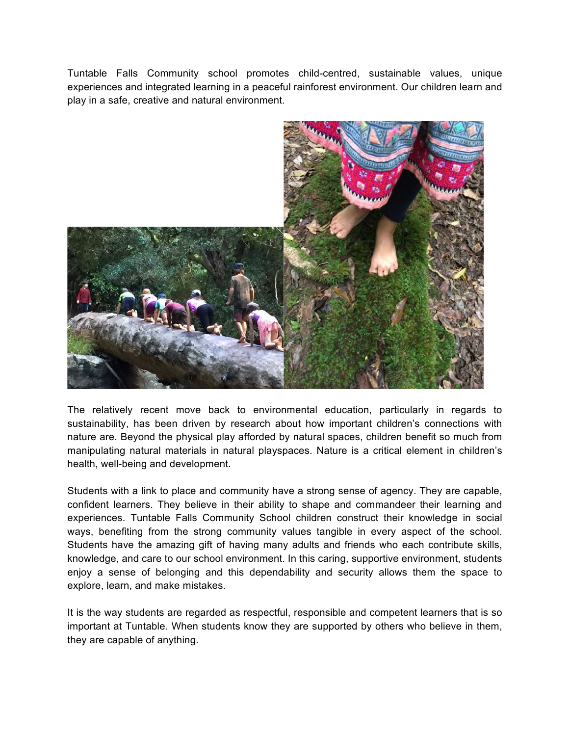Tuntable Falls Community school promotes child-centred, sustainable values, unique experiences and integrated learning in a peaceful rainforest environment. Our children learn and play in a safe, creative and natural environment.

The relatively recent move back to environmental education, particularly in regards to sustainability, has been driven by research about how important children's connections with nature are. Beyond the physical play afforded by natural spaces, children benefit so much from manipulating natural materials in natural playspaces. Nature is a critical element in children's health, well-being and development.

Students with a link to place and community have a strong sense of agency. They are capable, confident learners. They believe in their ability to shape and commandeer their learning and experiences. Tuntable Falls Community School children construct their knowledge in social ways, benefiting from the strong community values tangible in every aspect of the school. Students have the amazing gift of having many adults and friends who each contribute skills, knowledge, and care to our school environment. In this caring, supportive environment, students enjoy a sense of belonging and this dependability and security allows them the space to explore, learn, and make mistakes.

It is the way students are regarded as respectful, responsible and competent learners that is so important at Tuntable. When students know they are supported by others who believe in them, they are capable of anything.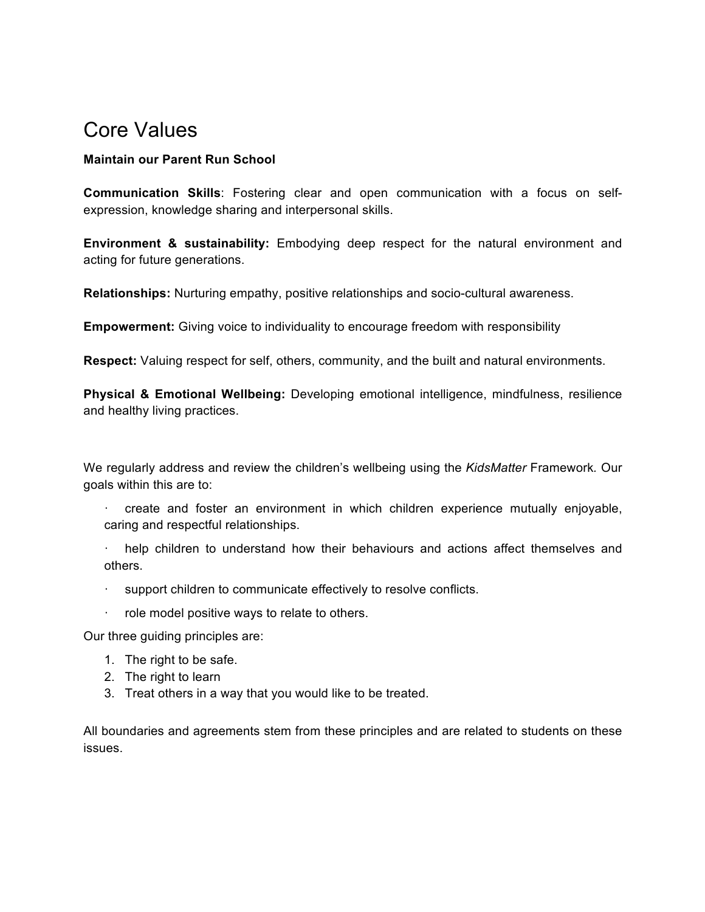# Core Values

**Maintain our Parent Run School**

**Communication Skills**: Fostering clear and open communication with a focus on self-expression, knowledge sharing and interpersonal skills.

**Environment & sustainability:** Embodying deep respect for the natural environment and acting for future generations.

**Relationships:** Nurturing empathy, positive relationships and socio-cultural awareness.

**Empowerment:** Giving voice to individuality to encourage freedom with responsibility

**Respect:** Valuing respect for self, others, community, and the built and natural environments.

**Physical & Emotional Wellbeing:** Developing emotional intelligence, mindfulness, resilience and healthy living practices.

We regularly address and review the children's wellbeing using the *KidsMatter* Framework. Our goals within this are to:

- create and foster an environment in which children experience mutually enjoyable, caring and respectful relationships.
- help children to understand how their behaviours and actions affect themselves and others.
- support children to communicate effectively to resolve conflicts.
- role model positive ways to relate to others.

Our three guiding principles are:

1. The right to be safe.
2. The right to learn
3. Treat others in a way that you would like to be treated.

All boundaries and agreements stem from these principles and are related to students on these issues.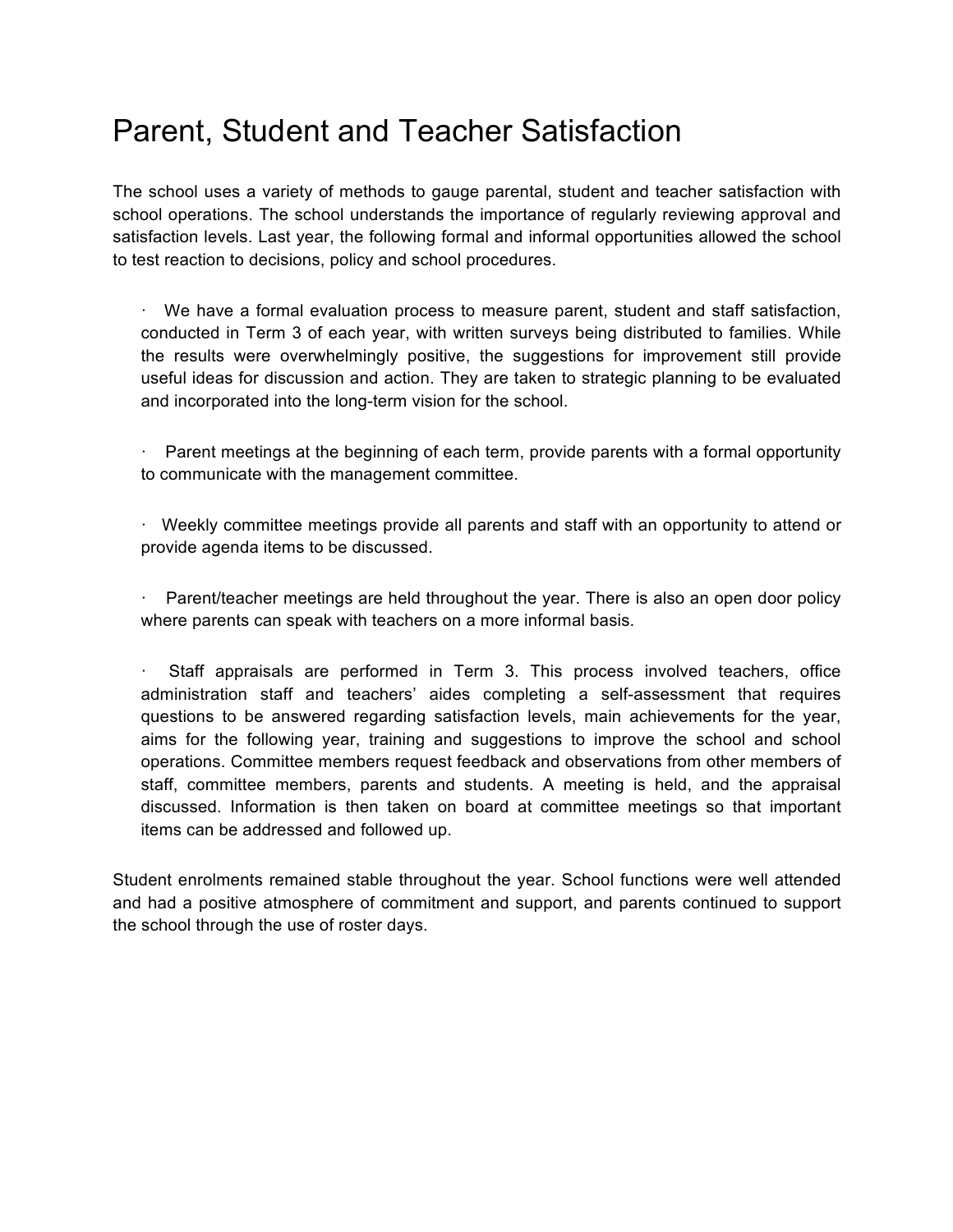# Parent, Student and Teacher Satisfaction

The school uses a variety of methods to gauge parental, student and teacher satisfaction with school operations. The school understands the importance of regularly reviewing approval and satisfaction levels. Last year, the following formal and informal opportunities allowed the school to test reaction to decisions, policy and school procedures.

- We have a formal evaluation process to measure parent, student and staff satisfaction, conducted in Term 3 of each year, with written surveys being distributed to families. While the results were overwhelmingly positive, the suggestions for improvement still provide useful ideas for discussion and action. They are taken to strategic planning to be evaluated and incorporated into the long-term vision for the school.

- Parent meetings at the beginning of each term, provide parents with a formal opportunity to communicate with the management committee.

- Weekly committee meetings provide all parents and staff with an opportunity to attend or provide agenda items to be discussed.

- Parent/teacher meetings are held throughout the year. There is also an open door policy where parents can speak with teachers on a more informal basis.

- Staff appraisals are performed in Term 3. This process involved teachers, office administration staff and teachers' aides completing a self-assessment that requires questions to be answered regarding satisfaction levels, main achievements for the year, aims for the following year, training and suggestions to improve the school and school operations. Committee members request feedback and observations from other members of staff, committee members, parents and students. A meeting is held, and the appraisal discussed. Information is then taken on board at committee meetings so that important items can be addressed and followed up.

Student enrolments remained stable throughout the year. School functions were well attended and had a positive atmosphere of commitment and support, and parents continued to support the school through the use of roster days.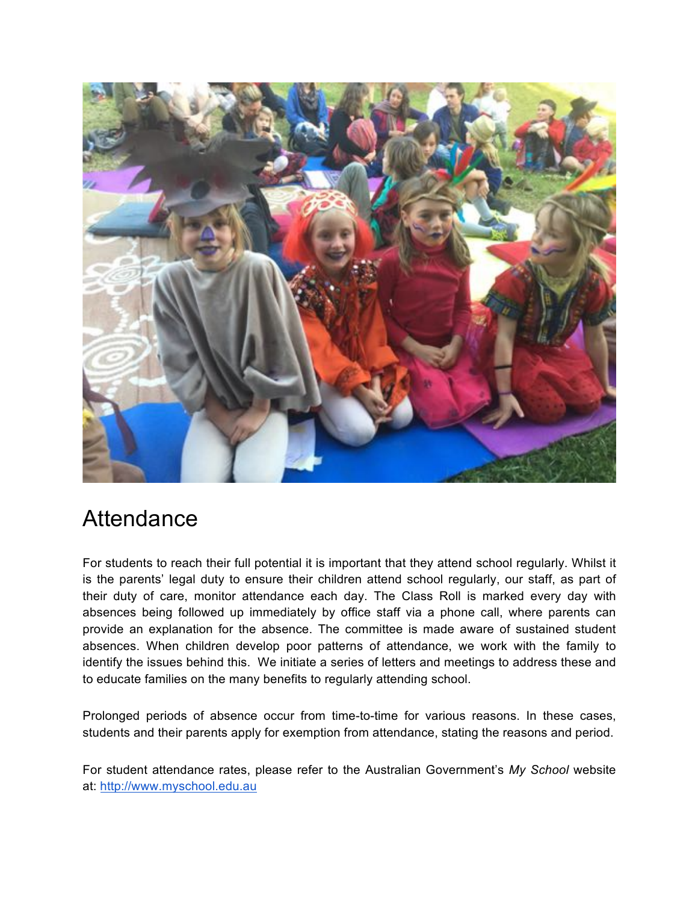# Attendance

For students to reach their full potential it is important that they attend school regularly. Whilst it is the parents' legal duty to ensure their children attend school regularly, our staff, as part of their duty of care, monitor attendance each day. The Class Roll is marked every day with absences being followed up immediately by office staff via a phone call, where parents can provide an explanation for the absence. The committee is made aware of sustained student absences. When children develop poor patterns of attendance, we work with the family to identify the issues behind this. We initiate a series of letters and meetings to address these and to educate families on the many benefits to regularly attending school.

Prolonged periods of absence occur from time-to-time for various reasons. In these cases, students and their parents apply for exemption from attendance, stating the reasons and period.

For student attendance rates, please refer to the Australian Government's *My School* website at: [http://www.myschool.edu.au](http://www.myschool.edu.au)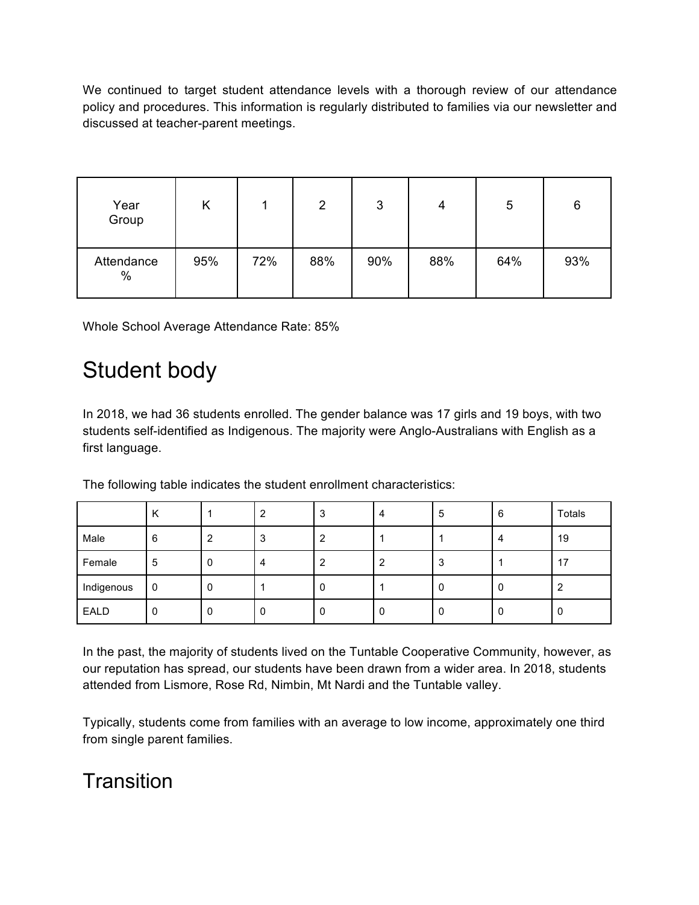We continued to target student attendance levels with a thorough review of our attendance policy and procedures. This information is regularly distributed to families via our newsletter and discussed at teacher-parent meetings.

| Year Group | K | 1 | 2 | 3 | 4 | 5 | 6 |
|---|---|---|---|---|---|---|---|
| Attendance % | 95% | 72% | 88% | 90% | 88% | 64% | 93% |

Whole School Average Attendance Rate: 85%

# Student body

In 2018, we had 36 students enrolled. The gender balance was 17 girls and 19 boys, with two students self-identified as Indigenous. The majority were Anglo-Australians with English as a first language.

The following table indicates the student enrollment characteristics:

| | K | 1 | 2 | 3 | 4 | 5 | 6 | Totals |
|---|---|---|---|---|---|---|---|---|
| Male | 6 | 2 | 3 | 2 | 1 | 1 | 4 | 19 |
| Female | 5 | 0 | 4 | 2 | 2 | 3 | 1 | 17 |
| Indigenous | 0 | 0 | 1 | 0 | 1 | 0 | 0 | 2 |
| EALD | 0 | 0 | 0 | 0 | 0 | 0 | 0 | 0 |

In the past, the majority of students lived on the Tuntable Cooperative Community, however, as our reputation has spread, our students have been drawn from a wider area. In 2018, students attended from Lismore, Rose Rd, Nimbin, Mt Nardi and the Tuntable valley.

Typically, students come from families with an average to low income, approximately one third from single parent families.

# Transition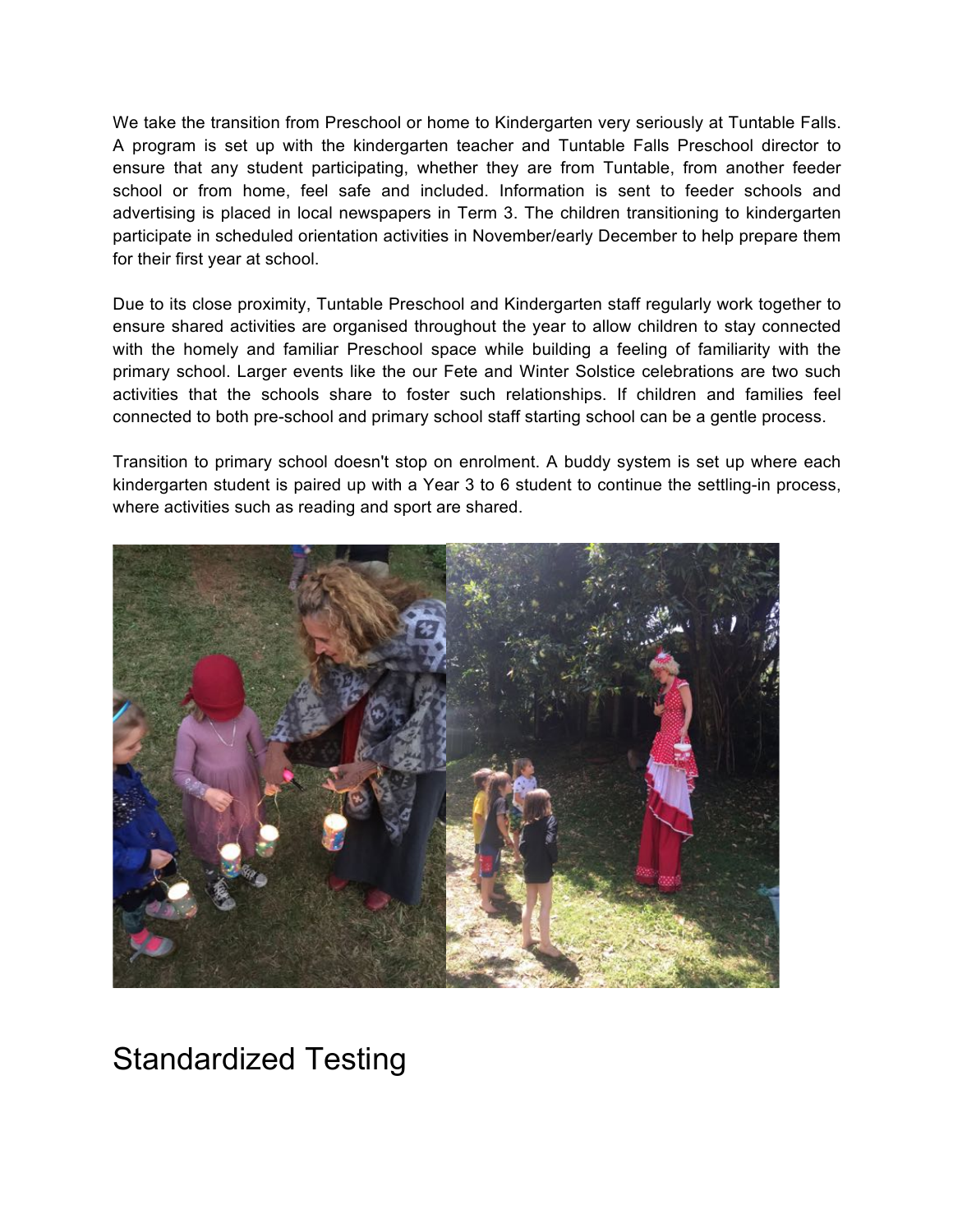We take the transition from Preschool or home to Kindergarten very seriously at Tuntable Falls. A program is set up with the kindergarten teacher and Tuntable Falls Preschool director to ensure that any student participating, whether they are from Tuntable, from another feeder school or from home, feel safe and included. Information is sent to feeder schools and advertising is placed in local newspapers in Term 3. The children transitioning to kindergarten participate in scheduled orientation activities in November/early December to help prepare them for their first year at school.

Due to its close proximity, Tuntable Preschool and Kindergarten staff regularly work together to ensure shared activities are organised throughout the year to allow children to stay connected with the homely and familiar Preschool space while building a feeling of familiarity with the primary school. Larger events like the our Fete and Winter Solstice celebrations are two such activities that the schools share to foster such relationships. If children and families feel connected to both pre-school and primary school staff starting school can be a gentle process.

Transition to primary school doesn't stop on enrolment. A buddy system is set up where each kindergarten student is paired up with a Year 3 to 6 student to continue the settling-in process, where activities such as reading and sport are shared.

# Standardized Testing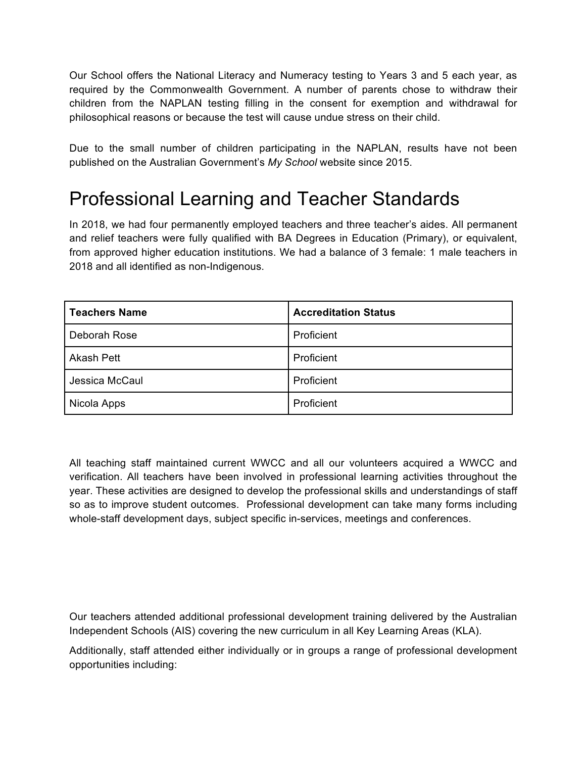Our School offers the National Literacy and Numeracy testing to Years 3 and 5 each year, as required by the Commonwealth Government. A number of parents chose to withdraw their children from the NAPLAN testing filling in the consent for exemption and withdrawal for philosophical reasons or because the test will cause undue stress on their child.

Due to the small number of children participating in the NAPLAN, results have not been published on the Australian Government's *My School* website since 2015.

# Professional Learning and Teacher Standards

In 2018, we had four permanently employed teachers and three teacher's aides. All permanent and relief teachers were fully qualified with BA Degrees in Education (Primary), or equivalent, from approved higher education institutions. We had a balance of 3 female: 1 male teachers in 2018 and all identified as non-Indigenous.

| **Teachers Name** | **Accreditation Status** |
|---|---|
| Deborah Rose | Proficient |
| Akash Pett | Proficient |
| Jessica McCaul | Proficient |
| Nicola Apps | Proficient |

All teaching staff maintained current WWCC and all our volunteers acquired a WWCC and verification. All teachers have been involved in professional learning activities throughout the year. These activities are designed to develop the professional skills and understandings of staff so as to improve student outcomes. Professional development can take many forms including whole-staff development days, subject specific in-services, meetings and conferences.

Our teachers attended additional professional development training delivered by the Australian Independent Schools (AIS) covering the new curriculum in all Key Learning Areas (KLA).

Additionally, staff attended either individually or in groups a range of professional development opportunities including: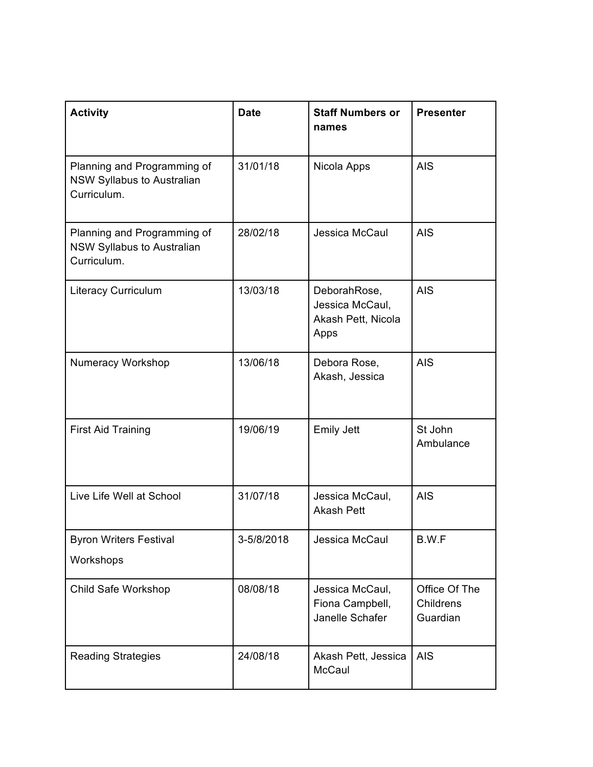| Activity | Date | Staff Numbers or names | Presenter |
|---|---|---|---|
| Planning and Programming of NSW Syllabus to Australian Curriculum. | 31/01/18 | Nicola Apps | AIS |
| Planning and Programming of NSW Syllabus to Australian Curriculum. | 28/02/18 | Jessica McCaul | AIS |
| Literacy Curriculum | 13/03/18 | DeborahRose, Jessica McCaul, Akash Pett, Nicola Apps | AIS |
| Numeracy Workshop | 13/06/18 | Debora Rose, Akash, Jessica | AIS |
| First Aid Training | 19/06/19 | Emily Jett | St John Ambulance |
| Live Life Well at School | 31/07/18 | Jessica McCaul, Akash Pett | AIS |
| Byron Writers Festival Workshops | 3-5/8/2018 | Jessica McCaul | B.W.F |
| Child Safe Workshop | 08/08/18 | Jessica McCaul, Fiona Campbell, Janelle Schafer | Office Of The Childrens Guardian |
| Reading Strategies | 24/08/18 | Akash Pett, Jessica McCaul | AIS |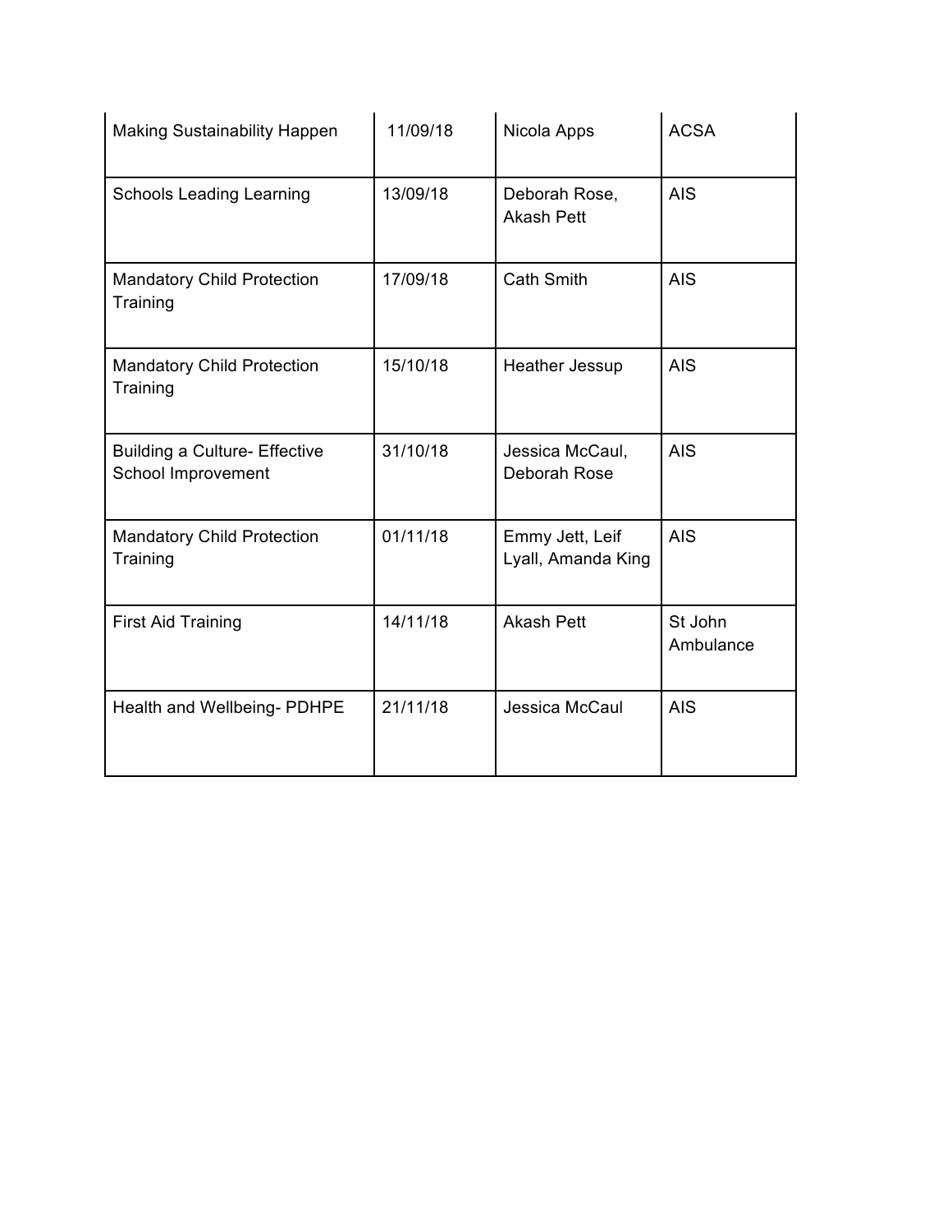| | | | |
|---|---|---|---|
| Making Sustainability Happen | 11/09/18 | Nicola Apps | ACSA |
| Schools Leading Learning | 13/09/18 | Deborah Rose, Akash Pett | AIS |
| Mandatory Child Protection Training | 17/09/18 | Cath Smith | AIS |
| Mandatory Child Protection Training | 15/10/18 | Heather Jessup | AIS |
| Building a Culture- Effective School Improvement | 31/10/18 | Jessica McCaul, Deborah Rose | AIS |
| Mandatory Child Protection Training | 01/11/18 | Emmy Jett, Leif Lyall, Amanda King | AIS |
| First Aid Training | 14/11/18 | Akash Pett | St John Ambulance |
| Health and Wellbeing- PDHPE | 21/11/18 | Jessica McCaul | AIS |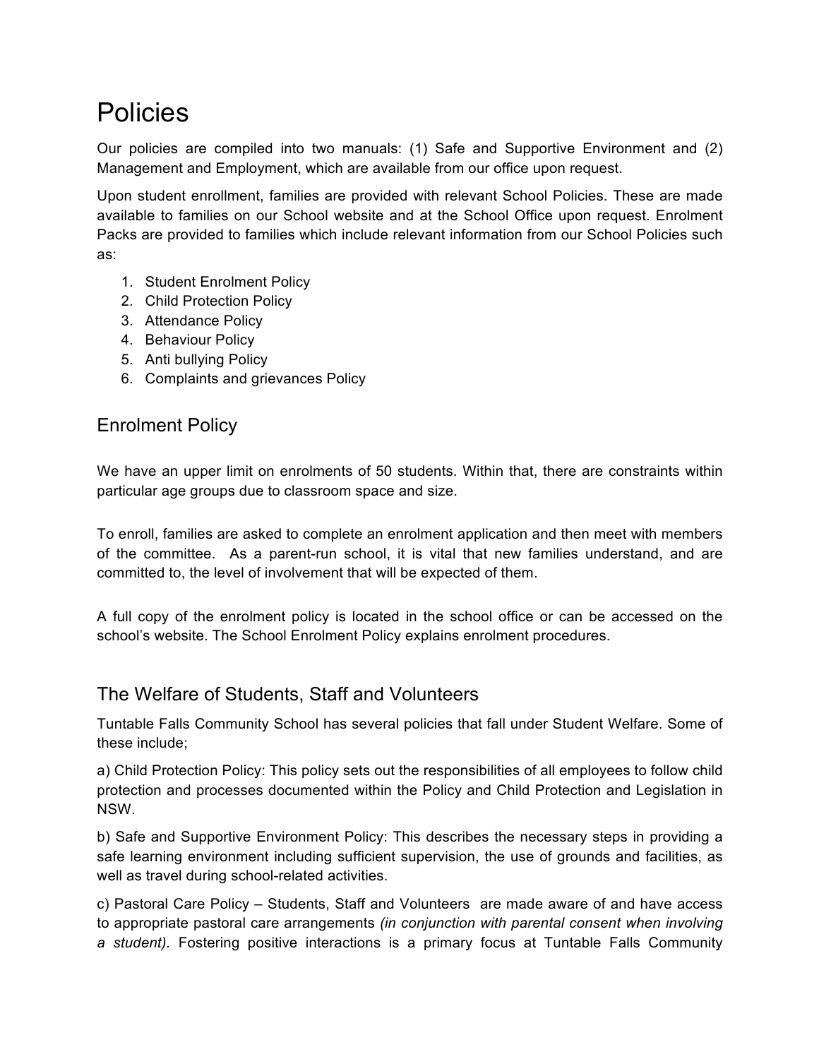# Policies

Our policies are compiled into two manuals: (1) Safe and Supportive Environment and (2) Management and Employment, which are available from our office upon request.

Upon student enrollment, families are provided with relevant School Policies. These are made available to families on our School website and at the School Office upon request. Enrolment Packs are provided to families which include relevant information from our School Policies such as:

1. Student Enrolment Policy
2. Child Protection Policy
3. Attendance Policy
4. Behaviour Policy
5. Anti bullying Policy
6. Complaints and grievances Policy

## Enrolment Policy

We have an upper limit on enrolments of 50 students. Within that, there are constraints within particular age groups due to classroom space and size.

To enroll, families are asked to complete an enrolment application and then meet with members of the committee. As a parent-run school, it is vital that new families understand, and are committed to, the level of involvement that will be expected of them.

A full copy of the enrolment policy is located in the school office or can be accessed on the school's website. The School Enrolment Policy explains enrolment procedures.

## The Welfare of Students, Staff and Volunteers

Tuntable Falls Community School has several policies that fall under Student Welfare. Some of these include;

a) Child Protection Policy: This policy sets out the responsibilities of all employees to follow child protection and processes documented within the Policy and Child Protection and Legislation in NSW.

b) Safe and Supportive Environment Policy: This describes the necessary steps in providing a safe learning environment including sufficient supervision, the use of grounds and facilities, as well as travel during school-related activities.

c) Pastoral Care Policy – Students, Staff and Volunteers are made aware of and have access to appropriate pastoral care arrangements *(in conjunction with parental consent when involving a student).* Fostering positive interactions is a primary focus at Tuntable Falls Community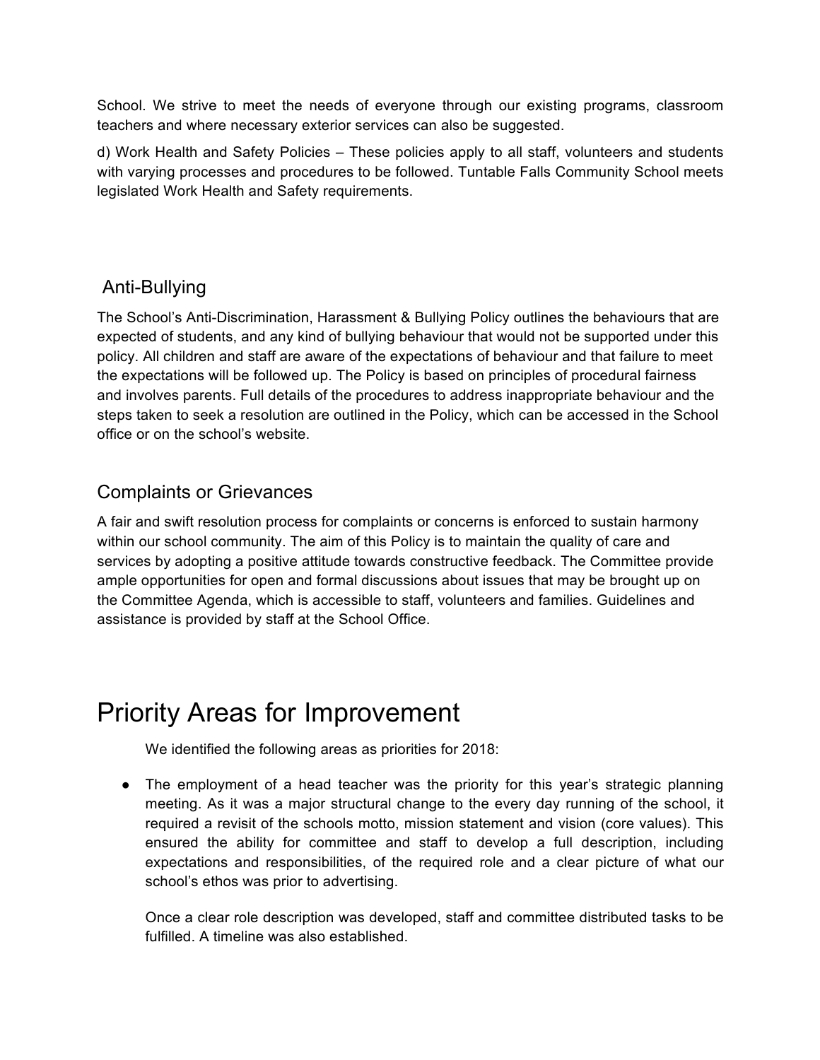School. We strive to meet the needs of everyone through our existing programs, classroom teachers and where necessary exterior services can also be suggested.

d) Work Health and Safety Policies – These policies apply to all staff, volunteers and students with varying processes and procedures to be followed. Tuntable Falls Community School meets legislated Work Health and Safety requirements.

## Anti-Bullying

The School's Anti-Discrimination, Harassment & Bullying Policy outlines the behaviours that are expected of students, and any kind of bullying behaviour that would not be supported under this policy. All children and staff are aware of the expectations of behaviour and that failure to meet the expectations will be followed up. The Policy is based on principles of procedural fairness and involves parents. Full details of the procedures to address inappropriate behaviour and the steps taken to seek a resolution are outlined in the Policy, which can be accessed in the School office or on the school's website.

## Complaints or Grievances

A fair and swift resolution process for complaints or concerns is enforced to sustain harmony within our school community. The aim of this Policy is to maintain the quality of care and services by adopting a positive attitude towards constructive feedback. The Committee provide ample opportunities for open and formal discussions about issues that may be brought up on the Committee Agenda, which is accessible to staff, volunteers and families. Guidelines and assistance is provided by staff at the School Office.

# Priority Areas for Improvement

We identified the following areas as priorities for 2018:

- The employment of a head teacher was the priority for this year's strategic planning meeting. As it was a major structural change to the every day running of the school, it required a revisit of the schools motto, mission statement and vision (core values). This ensured the ability for committee and staff to develop a full description, including expectations and responsibilities, of the required role and a clear picture of what our school's ethos was prior to advertising.

  Once a clear role description was developed, staff and committee distributed tasks to be fulfilled. A timeline was also established.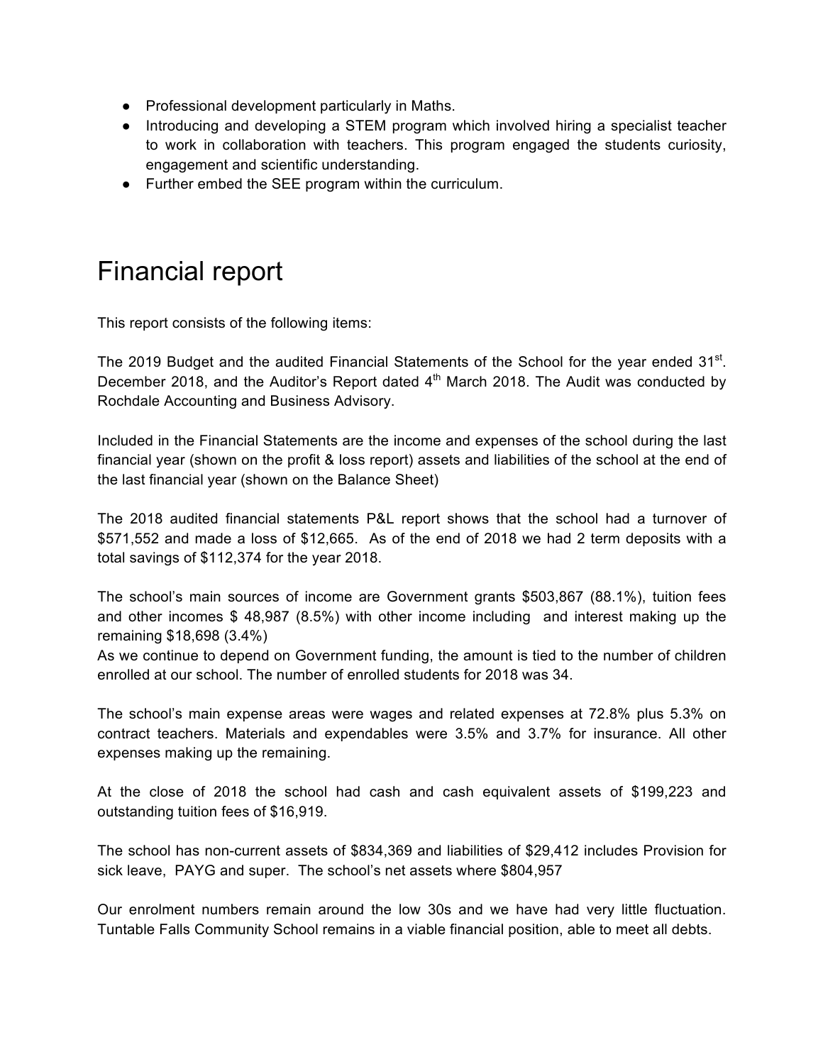- Professional development particularly in Maths.
- Introducing and developing a STEM program which involved hiring a specialist teacher to work in collaboration with teachers. This program engaged the students curiosity, engagement and scientific understanding.
- Further embed the SEE program within the curriculum.

# Financial report

This report consists of the following items:

The 2019 Budget and the audited Financial Statements of the School for the year ended 31st. December 2018, and the Auditor's Report dated 4th March 2018. The Audit was conducted by Rochdale Accounting and Business Advisory.

Included in the Financial Statements are the income and expenses of the school during the last financial year (shown on the profit & loss report) assets and liabilities of the school at the end of the last financial year (shown on the Balance Sheet)

The 2018 audited financial statements P&L report shows that the school had a turnover of $571,552 and made a loss of $12,665. As of the end of 2018 we had 2 term deposits with a total savings of $112,374 for the year 2018.

The school's main sources of income are Government grants $503,867 (88.1%), tuition fees and other incomes $ 48,987 (8.5%) with other income including and interest making up the remaining $18,698 (3.4%)

As we continue to depend on Government funding, the amount is tied to the number of children enrolled at our school. The number of enrolled students for 2018 was 34.

The school's main expense areas were wages and related expenses at 72.8% plus 5.3% on contract teachers. Materials and expendables were 3.5% and 3.7% for insurance. All other expenses making up the remaining.

At the close of 2018 the school had cash and cash equivalent assets of $199,223 and outstanding tuition fees of $16,919.

The school has non-current assets of $834,369 and liabilities of $29,412 includes Provision for sick leave, PAYG and super. The school's net assets where $804,957

Our enrolment numbers remain around the low 30s and we have had very little fluctuation. Tuntable Falls Community School remains in a viable financial position, able to meet all debts.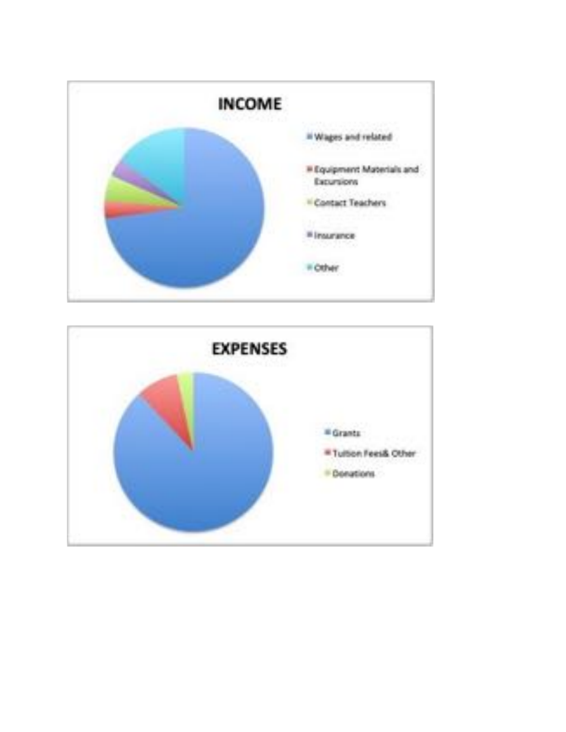INCOME

Wages and related

Equipment Materials and Excursions

Contact Teachers

Insurance

Other

EXPENSES

Grants

Tuition Fees& Other

Donations